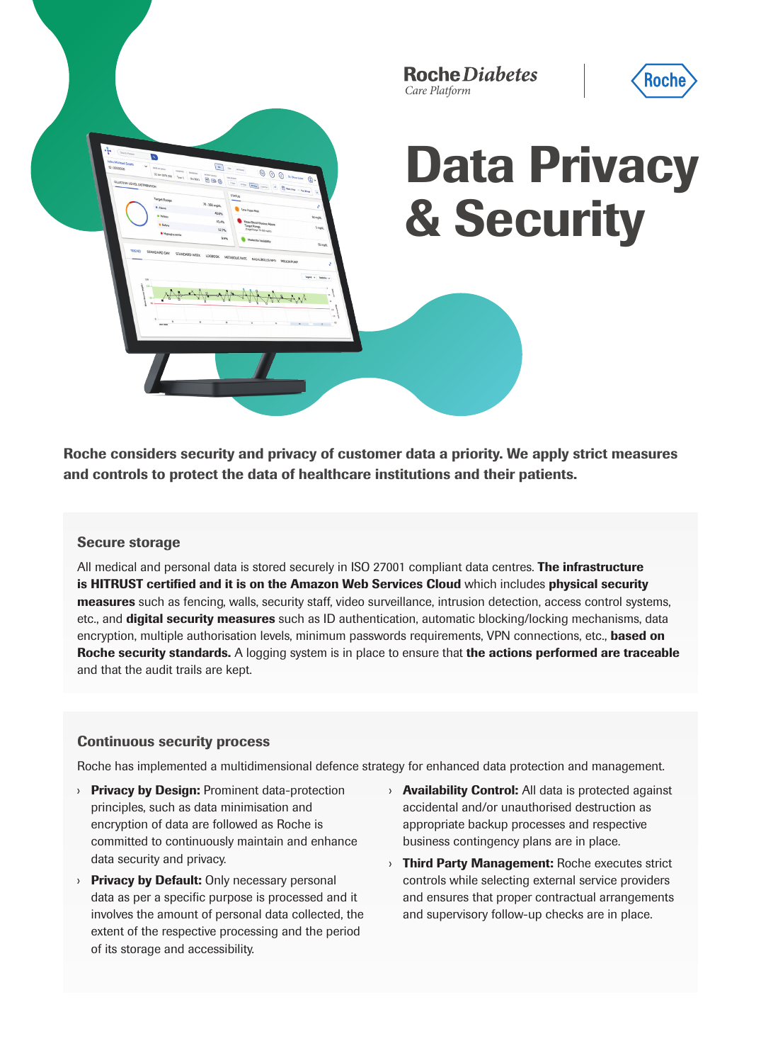Roche Diabetes
*Care Platform*

Roche

# Data Privacy & Security

**Roche considers security and privacy of customer data a priority. We apply strict measures and controls to protect the data of healthcare institutions and their patients.**

## Secure storage

All medical and personal data is stored securely in ISO 27001 compliant data centres. **The infrastructure is HITRUST certified and it is on the Amazon Web Services Cloud** which includes **physical security measures** such as fencing, walls, security staff, video surveillance, intrusion detection, access control systems, etc., and **digital security measures** such as ID authentication, automatic blocking/locking mechanisms, data encryption, multiple authorisation levels, minimum passwords requirements, VPN connections, etc., **based on Roche security standards.** A logging system is in place to ensure that **the actions performed are traceable** and that the audit trails are kept.

## Continuous security process

Roche has implemented a multidimensional defence strategy for enhanced data protection and management.

- **Privacy by Design:** Prominent data-protection principles, such as data minimisation and encryption of data are followed as Roche is committed to continuously maintain and enhance data security and privacy.
- **Privacy by Default:** Only necessary personal data as per a specific purpose is processed and it involves the amount of personal data collected, the extent of the respective processing and the period of its storage and accessibility.
- **Availability Control:** All data is protected against accidental and/or unauthorised destruction as appropriate backup processes and respective business contingency plans are in place.
- **Third Party Management:** Roche executes strict controls while selecting external service providers and ensures that proper contractual arrangements and supervisory follow-up checks are in place.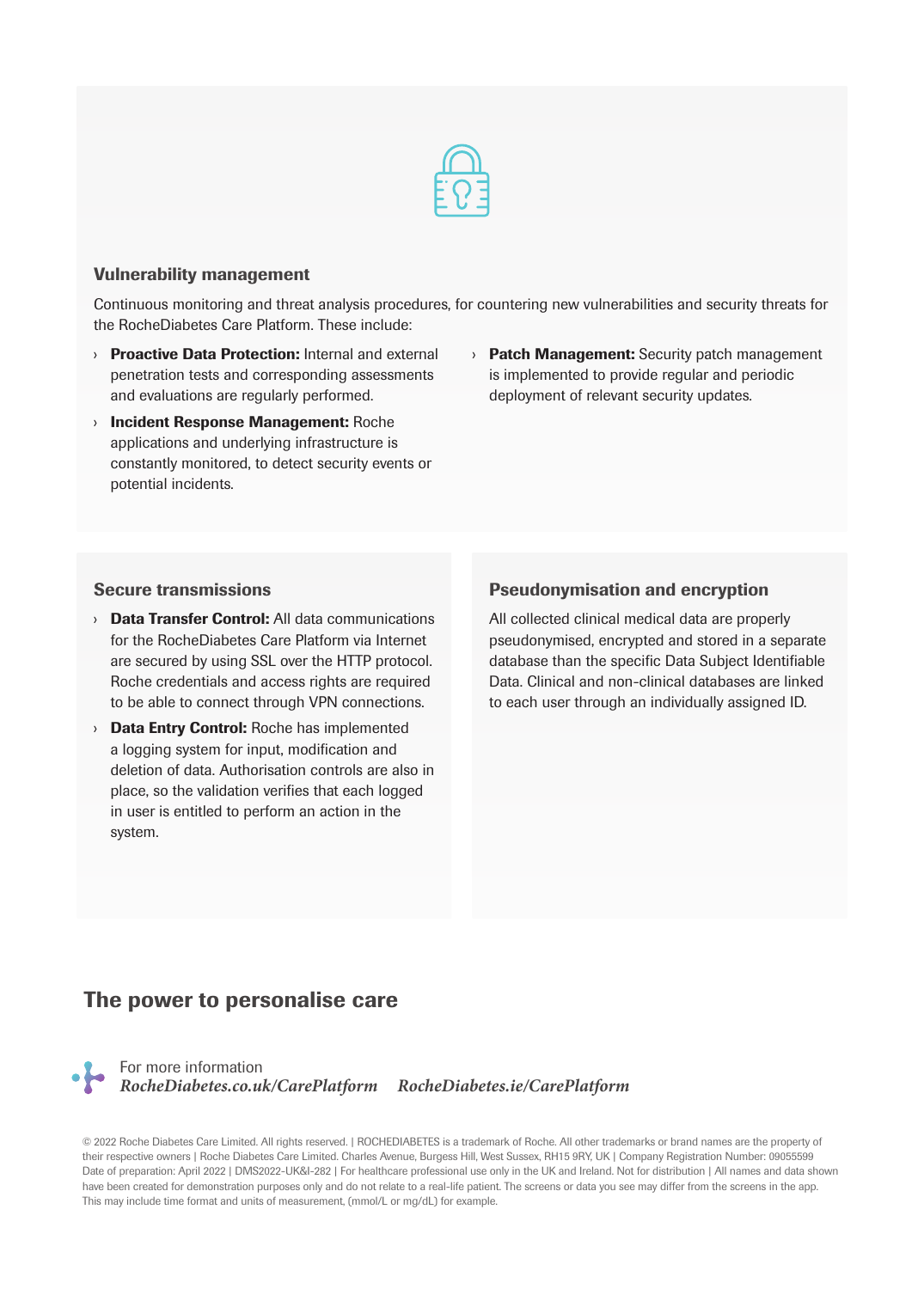## Vulnerability management

Continuous monitoring and threat analysis procedures, for countering new vulnerabilities and security threats for the RocheDiabetes Care Platform. These include:

- **Proactive Data Protection:** Internal and external penetration tests and corresponding assessments and evaluations are regularly performed.
- **Incident Response Management:** Roche applications and underlying infrastructure is constantly monitored, to detect security events or potential incidents.
- **Patch Management:** Security patch management is implemented to provide regular and periodic deployment of relevant security updates.

## Secure transmissions

- **Data Transfer Control:** All data communications for the RocheDiabetes Care Platform via Internet are secured by using SSL over the HTTP protocol. Roche credentials and access rights are required to be able to connect through VPN connections.
- **Data Entry Control:** Roche has implemented a logging system for input, modification and deletion of data. Authorisation controls are also in place, so the validation verifies that each logged in user is entitled to perform an action in the system.

## Pseudonymisation and encryption

All collected clinical medical data are properly pseudonymised, encrypted and stored in a separate database than the specific Data Subject Identifiable Data. Clinical and non-clinical databases are linked to each user through an individually assigned ID.

## The power to personalise care

For more information
*RocheDiabetes.co.uk/CarePlatform* *RocheDiabetes.ie/CarePlatform*

© 2022 Roche Diabetes Care Limited. All rights reserved. | ROCHEDIABETES is a trademark of Roche. All other trademarks or brand names are the property of their respective owners | Roche Diabetes Care Limited. Charles Avenue, Burgess Hill, West Sussex, RH15 9RY, UK | Company Registration Number: 09055599
Date of preparation: April 2022 | DMS2022-UK&I-282 | For healthcare professional use only in the UK and Ireland. Not for distribution | All names and data shown have been created for demonstration purposes only and do not relate to a real-life patient. The screens or data you see may differ from the screens in the app. This may include time format and units of measurement, (mmol/L or mg/dL) for example.